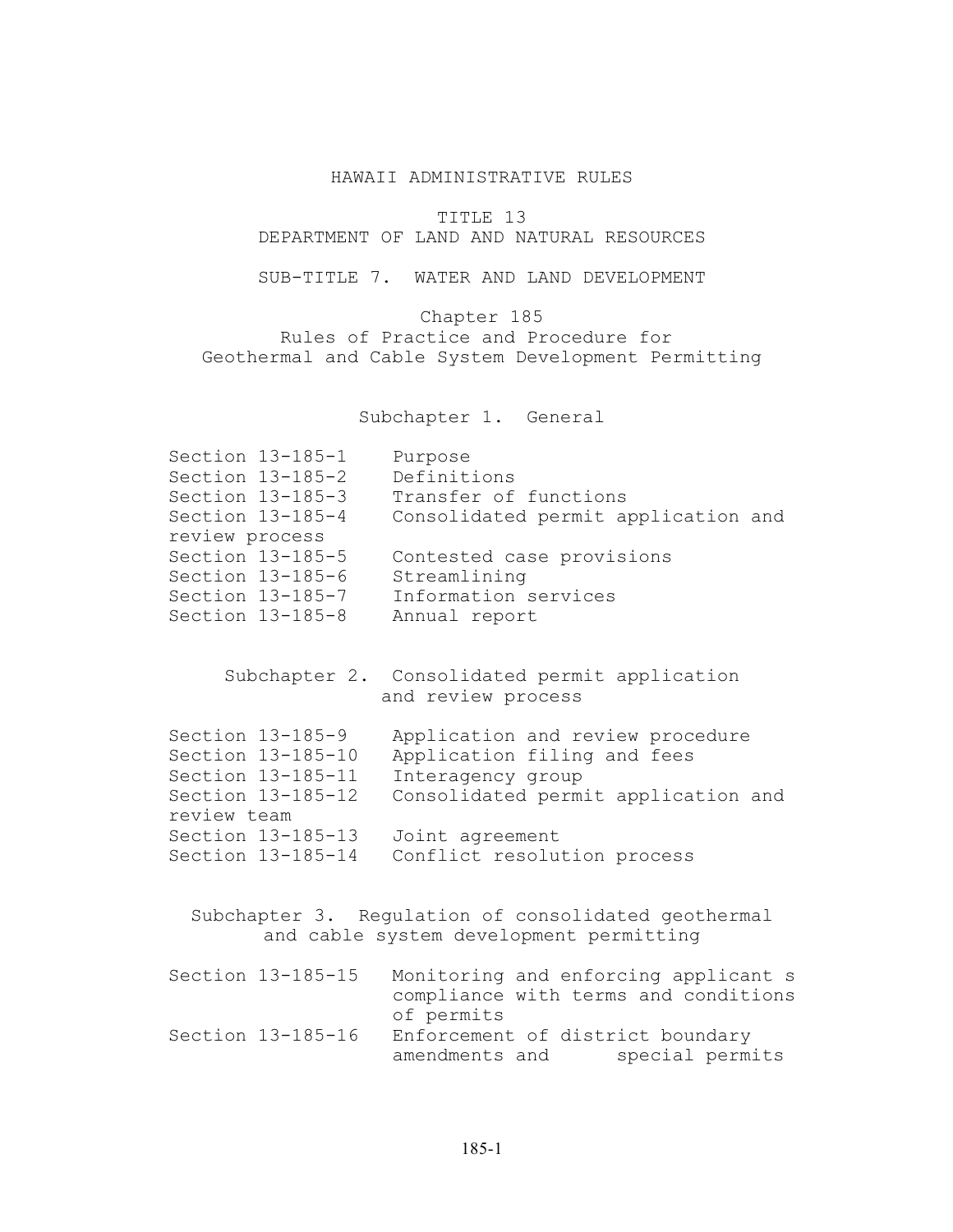# HAWAII ADMINISTRATIVE RULES

## TITLE 13
## DEPARTMENT OF LAND AND NATURAL RESOURCES

## SUB-TITLE 7. WATER AND LAND DEVELOPMENT

## Chapter 185
## Rules of Practice and Procedure for Geothermal and Cable System Development Permitting

### Subchapter 1. General

Section 13-185-1 Purpose
Section 13-185-2 Definitions
Section 13-185-3 Transfer of functions
Section 13-185-4 Consolidated permit application and review process
Section 13-185-5 Contested case provisions
Section 13-185-6 Streamlining
Section 13-185-7 Information services
Section 13-185-8 Annual report

### Subchapter 2. Consolidated permit application and review process

Section 13-185-9 Application and review procedure
Section 13-185-10 Application filing and fees
Section 13-185-11 Interagency group
Section 13-185-12 Consolidated permit application and review team
Section 13-185-13 Joint agreement
Section 13-185-14 Conflict resolution process

### Subchapter 3. Regulation of consolidated geothermal and cable system development permitting

Section 13-185-15 Monitoring and enforcing applicant s compliance with terms and conditions of permits
Section 13-185-16 Enforcement of district boundary amendments and special permits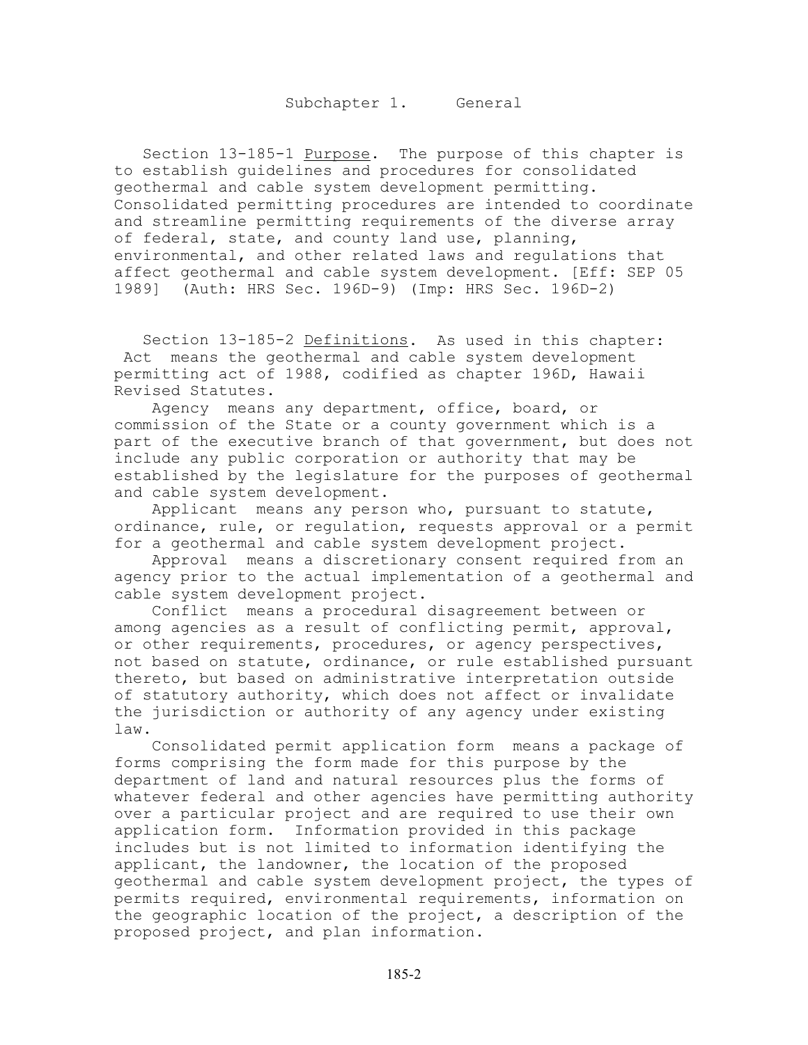## Subchapter 1. General

Section 13-185-1 Purpose. The purpose of this chapter is to establish guidelines and procedures for consolidated geothermal and cable system development permitting. Consolidated permitting procedures are intended to coordinate and streamline permitting requirements of the diverse array of federal, state, and county land use, planning, environmental, and other related laws and regulations that affect geothermal and cable system development. [Eff: SEP 05 1989] (Auth: HRS Sec. 196D-9) (Imp: HRS Sec. 196D-2)

Section 13-185-2 Definitions. As used in this chapter:

Act means the geothermal and cable system development permitting act of 1988, codified as chapter 196D, Hawaii Revised Statutes.

Agency means any department, office, board, or commission of the State or a county government which is a part of the executive branch of that government, but does not include any public corporation or authority that may be established by the legislature for the purposes of geothermal and cable system development.

Applicant means any person who, pursuant to statute, ordinance, rule, or regulation, requests approval or a permit for a geothermal and cable system development project.

Approval means a discretionary consent required from an agency prior to the actual implementation of a geothermal and cable system development project.

Conflict means a procedural disagreement between or among agencies as a result of conflicting permit, approval, or other requirements, procedures, or agency perspectives, not based on statute, ordinance, or rule established pursuant thereto, but based on administrative interpretation outside of statutory authority, which does not affect or invalidate the jurisdiction or authority of any agency under existing law.

Consolidated permit application form means a package of forms comprising the form made for this purpose by the department of land and natural resources plus the forms of whatever federal and other agencies have permitting authority over a particular project and are required to use their own application form. Information provided in this package includes but is not limited to information identifying the applicant, the landowner, the location of the proposed geothermal and cable system development project, the types of permits required, environmental requirements, information on the geographic location of the project, a description of the proposed project, and plan information.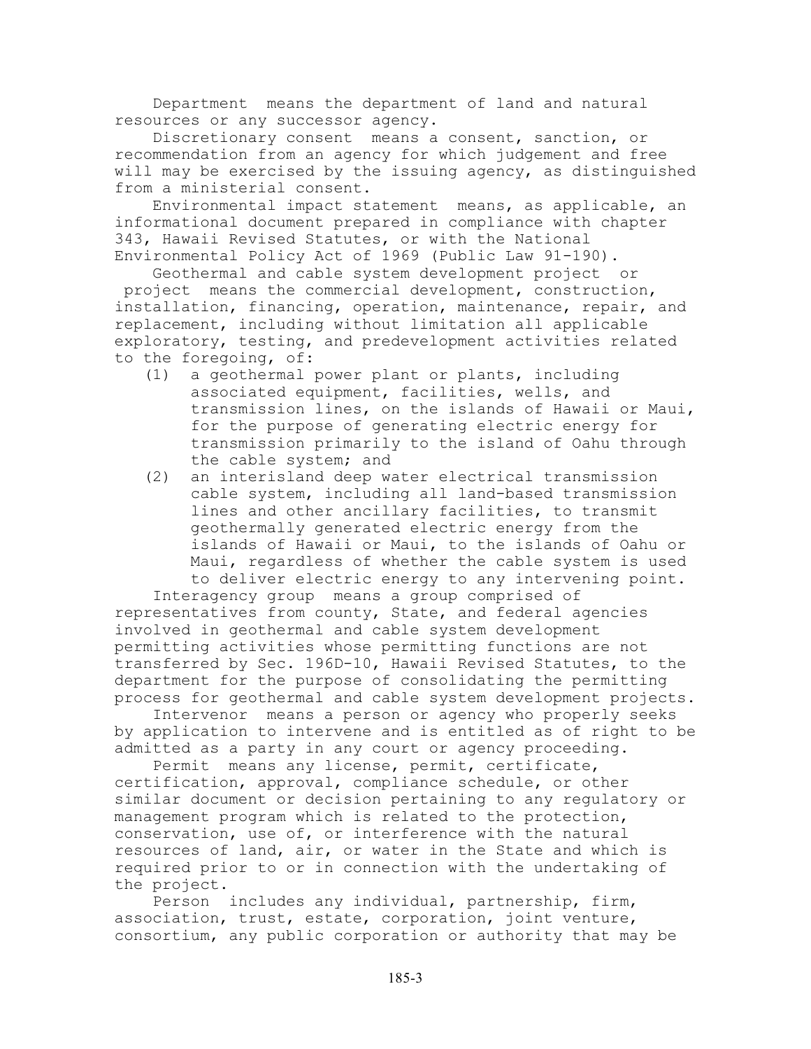Department  means the department of land and natural resources or any successor agency.

Discretionary consent  means a consent, sanction, or recommendation from an agency for which judgement and free will may be exercised by the issuing agency, as distinguished from a ministerial consent.

Environmental impact statement  means, as applicable, an informational document prepared in compliance with chapter 343, Hawaii Revised Statutes, or with the National Environmental Policy Act of 1969 (Public Law 91-190).

Geothermal and cable system development project  or  project  means the commercial development, construction, installation, financing, operation, maintenance, repair, and replacement, including without limitation all applicable exploratory, testing, and predevelopment activities related to the foregoing, of:

(1) a geothermal power plant or plants, including associated equipment, facilities, wells, and transmission lines, on the islands of Hawaii or Maui, for the purpose of generating electric energy for transmission primarily to the island of Oahu through the cable system; and

(2) an interisland deep water electrical transmission cable system, including all land-based transmission lines and other ancillary facilities, to transmit geothermally generated electric energy from the islands of Hawaii or Maui, to the islands of Oahu or Maui, regardless of whether the cable system is used to deliver electric energy to any intervening point.

Interagency group  means a group comprised of representatives from county, State, and federal agencies involved in geothermal and cable system development permitting activities whose permitting functions are not transferred by Sec. 196D-10, Hawaii Revised Statutes, to the department for the purpose of consolidating the permitting process for geothermal and cable system development projects.

Intervenor  means a person or agency who properly seeks by application to intervene and is entitled as of right to be admitted as a party in any court or agency proceeding.

Permit  means any license, permit, certificate, certification, approval, compliance schedule, or other similar document or decision pertaining to any regulatory or management program which is related to the protection, conservation, use of, or interference with the natural resources of land, air, or water in the State and which is required prior to or in connection with the undertaking of the project.

Person  includes any individual, partnership, firm, association, trust, estate, corporation, joint venture, consortium, any public corporation or authority that may be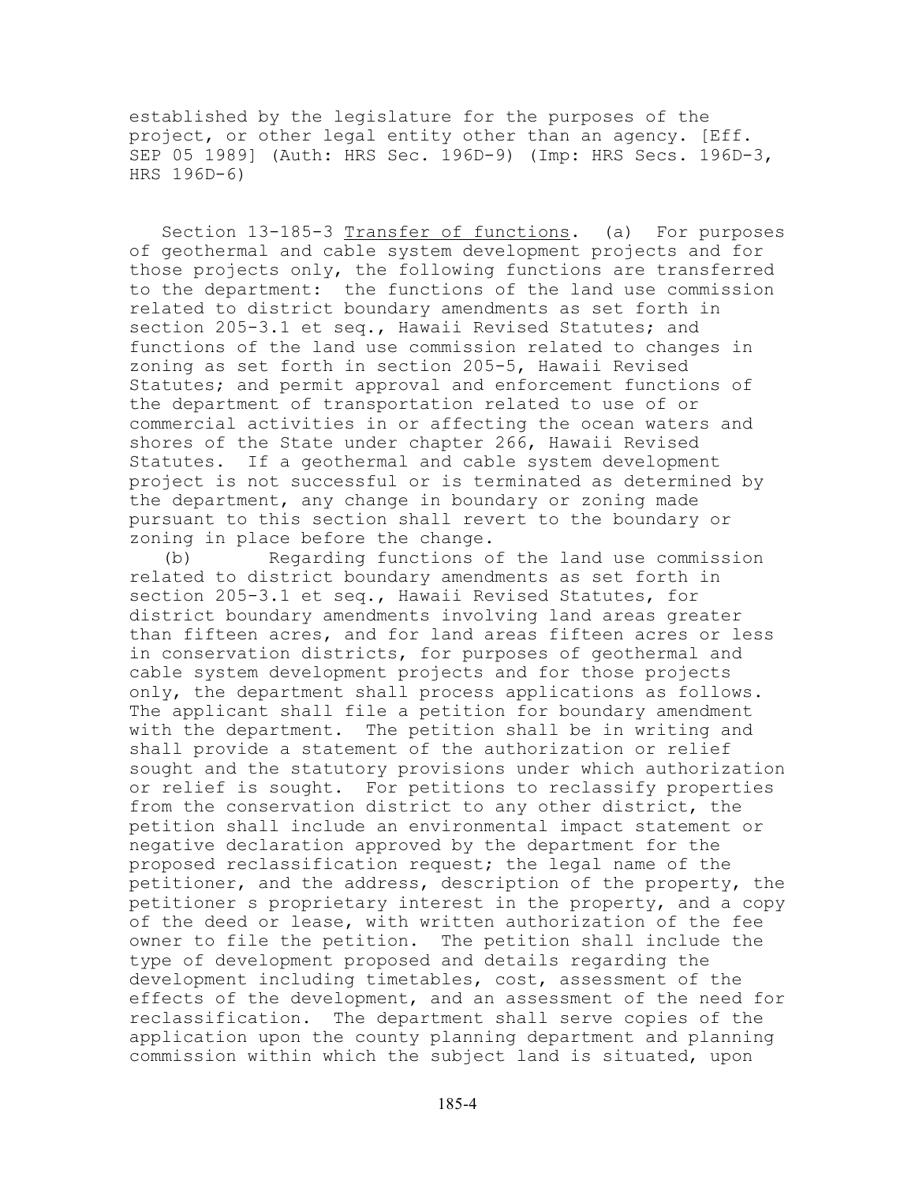established by the legislature for the purposes of the project, or other legal entity other than an agency. [Eff. SEP 05 1989] (Auth: HRS Sec. 196D-9) (Imp: HRS Secs. 196D-3, HRS 196D-6)

Section 13-185-3 Transfer of functions. (a) For purposes of geothermal and cable system development projects and for those projects only, the following functions are transferred to the department: the functions of the land use commission related to district boundary amendments as set forth in section 205-3.1 et seq., Hawaii Revised Statutes; and functions of the land use commission related to changes in zoning as set forth in section 205-5, Hawaii Revised Statutes; and permit approval and enforcement functions of the department of transportation related to use of or commercial activities in or affecting the ocean waters and shores of the State under chapter 266, Hawaii Revised Statutes. If a geothermal and cable system development project is not successful or is terminated as determined by the department, any change in boundary or zoning made pursuant to this section shall revert to the boundary or zoning in place before the change.

(b) Regarding functions of the land use commission related to district boundary amendments as set forth in section 205-3.1 et seq., Hawaii Revised Statutes, for district boundary amendments involving land areas greater than fifteen acres, and for land areas fifteen acres or less in conservation districts, for purposes of geothermal and cable system development projects and for those projects only, the department shall process applications as follows. The applicant shall file a petition for boundary amendment with the department. The petition shall be in writing and shall provide a statement of the authorization or relief sought and the statutory provisions under which authorization or relief is sought. For petitions to reclassify properties from the conservation district to any other district, the petition shall include an environmental impact statement or negative declaration approved by the department for the proposed reclassification request; the legal name of the petitioner, and the address, description of the property, the petitioner s proprietary interest in the property, and a copy of the deed or lease, with written authorization of the fee owner to file the petition. The petition shall include the type of development proposed and details regarding the development including timetables, cost, assessment of the effects of the development, and an assessment of the need for reclassification. The department shall serve copies of the application upon the county planning department and planning commission within which the subject land is situated, upon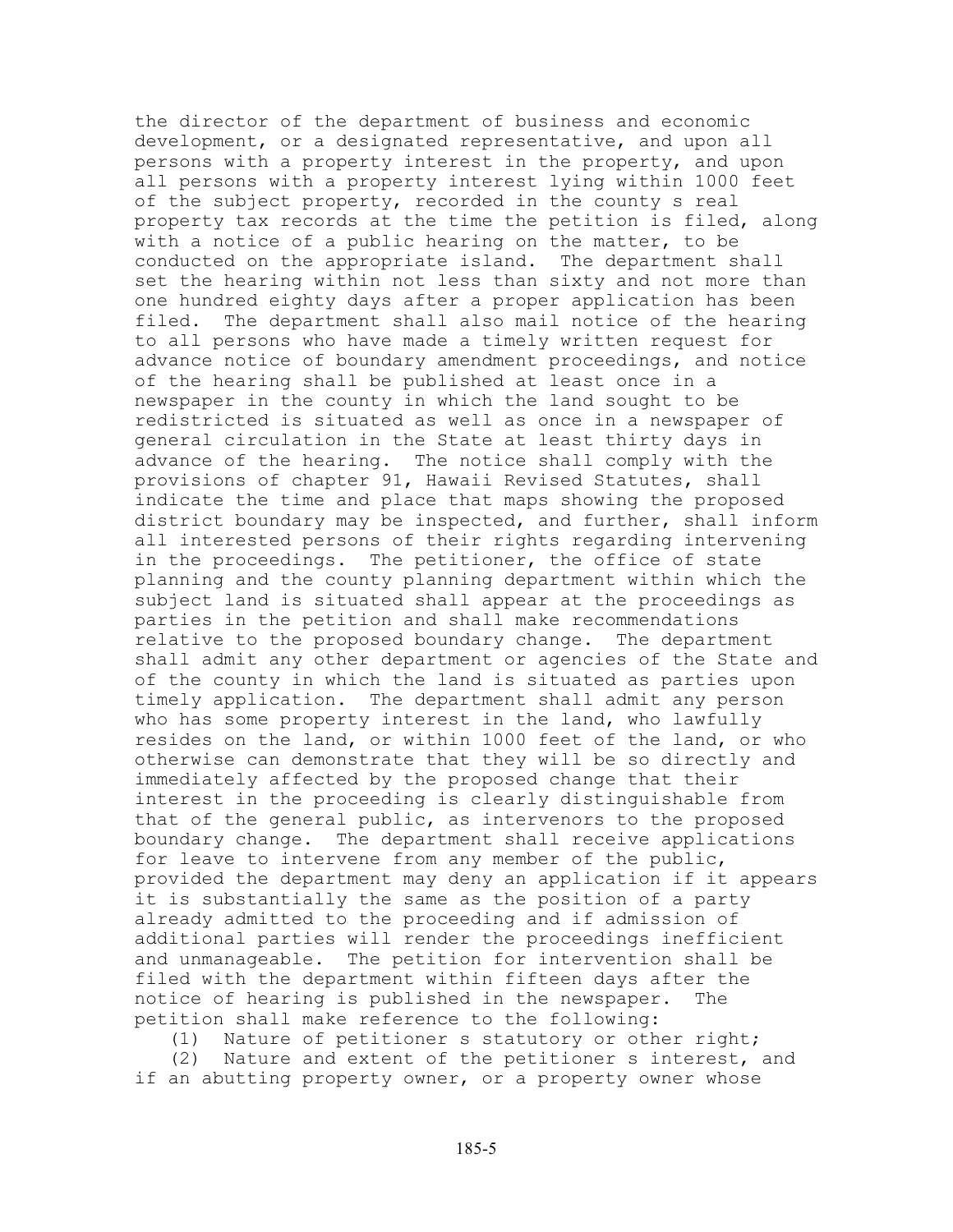the director of the department of business and economic development, or a designated representative, and upon all persons with a property interest in the property, and upon all persons with a property interest lying within 1000 feet of the subject property, recorded in the county s real property tax records at the time the petition is filed, along with a notice of a public hearing on the matter, to be conducted on the appropriate island. The department shall set the hearing within not less than sixty and not more than one hundred eighty days after a proper application has been filed. The department shall also mail notice of the hearing to all persons who have made a timely written request for advance notice of boundary amendment proceedings, and notice of the hearing shall be published at least once in a newspaper in the county in which the land sought to be redistricted is situated as well as once in a newspaper of general circulation in the State at least thirty days in advance of the hearing. The notice shall comply with the provisions of chapter 91, Hawaii Revised Statutes, shall indicate the time and place that maps showing the proposed district boundary may be inspected, and further, shall inform all interested persons of their rights regarding intervening in the proceedings. The petitioner, the office of state planning and the county planning department within which the subject land is situated shall appear at the proceedings as parties in the petition and shall make recommendations relative to the proposed boundary change. The department shall admit any other department or agencies of the State and of the county in which the land is situated as parties upon timely application. The department shall admit any person who has some property interest in the land, who lawfully resides on the land, or within 1000 feet of the land, or who otherwise can demonstrate that they will be so directly and immediately affected by the proposed change that their interest in the proceeding is clearly distinguishable from that of the general public, as intervenors to the proposed boundary change. The department shall receive applications for leave to intervene from any member of the public, provided the department may deny an application if it appears it is substantially the same as the position of a party already admitted to the proceeding and if admission of additional parties will render the proceedings inefficient and unmanageable. The petition for intervention shall be filed with the department within fifteen days after the notice of hearing is published in the newspaper. The petition shall make reference to the following:

(1) Nature of petitioner s statutory or other right;

(2) Nature and extent of the petitioner s interest, and if an abutting property owner, or a property owner whose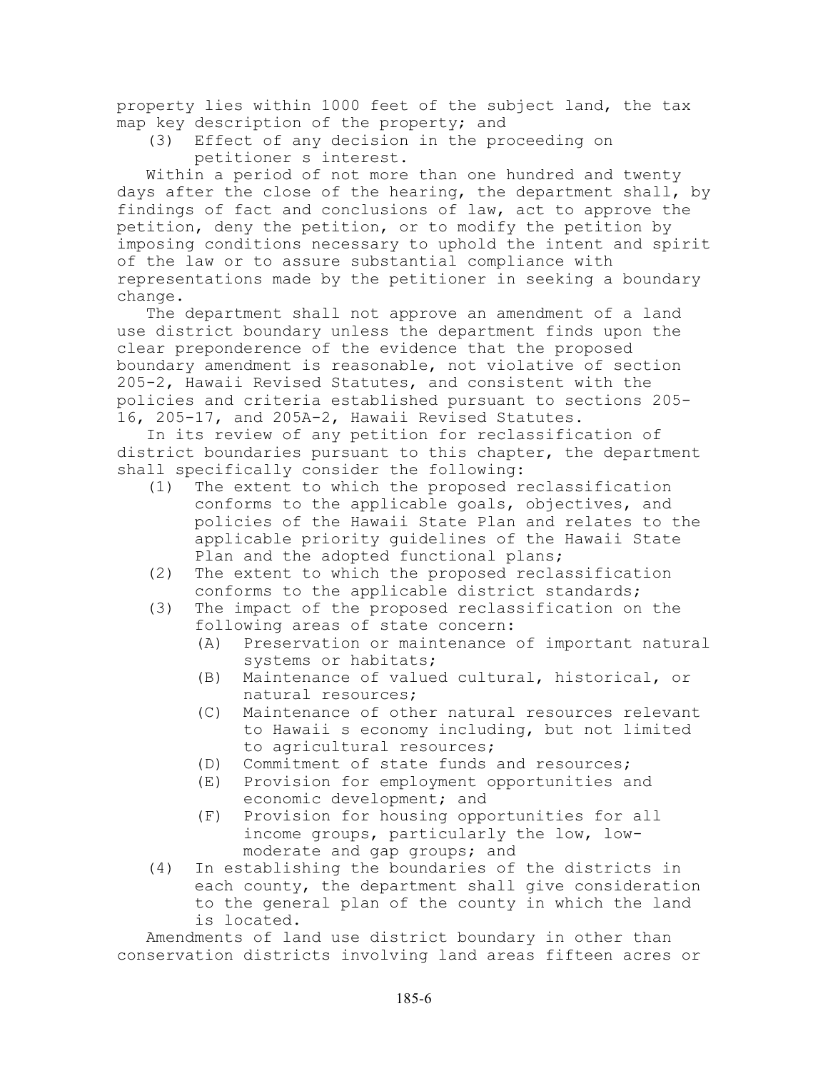property lies within 1000 feet of the subject land, the tax map key description of the property; and

(3) Effect of any decision in the proceeding on petitioner s interest.

Within a period of not more than one hundred and twenty days after the close of the hearing, the department shall, by findings of fact and conclusions of law, act to approve the petition, deny the petition, or to modify the petition by imposing conditions necessary to uphold the intent and spirit of the law or to assure substantial compliance with representations made by the petitioner in seeking a boundary change.

The department shall not approve an amendment of a land use district boundary unless the department finds upon the clear preponderence of the evidence that the proposed boundary amendment is reasonable, not violative of section 205-2, Hawaii Revised Statutes, and consistent with the policies and criteria established pursuant to sections 205-16, 205-17, and 205A-2, Hawaii Revised Statutes.

In its review of any petition for reclassification of district boundaries pursuant to this chapter, the department shall specifically consider the following:

(1) The extent to which the proposed reclassification conforms to the applicable goals, objectives, and policies of the Hawaii State Plan and relates to the applicable priority guidelines of the Hawaii State Plan and the adopted functional plans;

(2) The extent to which the proposed reclassification conforms to the applicable district standards;

(3) The impact of the proposed reclassification on the following areas of state concern:

   (A) Preservation or maintenance of important natural systems or habitats;

   (B) Maintenance of valued cultural, historical, or natural resources;

   (C) Maintenance of other natural resources relevant to Hawaii s economy including, but not limited to agricultural resources;

   (D) Commitment of state funds and resources;

   (E) Provision for employment opportunities and economic development; and

   (F) Provision for housing opportunities for all income groups, particularly the low, low-moderate and gap groups; and

(4) In establishing the boundaries of the districts in each county, the department shall give consideration to the general plan of the county in which the land is located.

Amendments of land use district boundary in other than conservation districts involving land areas fifteen acres or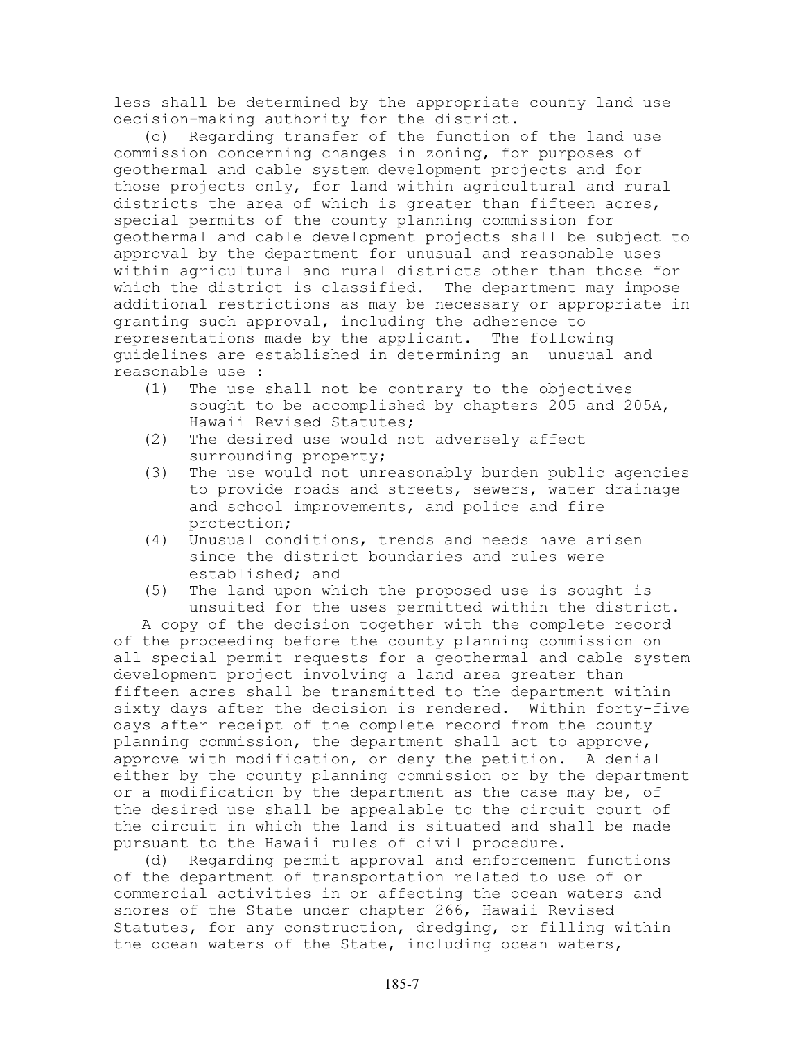less shall be determined by the appropriate county land use decision-making authority for the district.

(c) Regarding transfer of the function of the land use commission concerning changes in zoning, for purposes of geothermal and cable system development projects and for those projects only, for land within agricultural and rural districts the area of which is greater than fifteen acres, special permits of the county planning commission for geothermal and cable development projects shall be subject to approval by the department for unusual and reasonable uses within agricultural and rural districts other than those for which the district is classified. The department may impose additional restrictions as may be necessary or appropriate in granting such approval, including the adherence to representations made by the applicant. The following guidelines are established in determining an unusual and reasonable use :

(1) The use shall not be contrary to the objectives sought to be accomplished by chapters 205 and 205A, Hawaii Revised Statutes;
(2) The desired use would not adversely affect surrounding property;
(3) The use would not unreasonably burden public agencies to provide roads and streets, sewers, water drainage and school improvements, and police and fire protection;
(4) Unusual conditions, trends and needs have arisen since the district boundaries and rules were established; and
(5) The land upon which the proposed use is sought is unsuited for the uses permitted within the district.

A copy of the decision together with the complete record of the proceeding before the county planning commission on all special permit requests for a geothermal and cable system development project involving a land area greater than fifteen acres shall be transmitted to the department within sixty days after the decision is rendered. Within forty-five days after receipt of the complete record from the county planning commission, the department shall act to approve, approve with modification, or deny the petition. A denial either by the county planning commission or by the department or a modification by the department as the case may be, of the desired use shall be appealable to the circuit court of the circuit in which the land is situated and shall be made pursuant to the Hawaii rules of civil procedure.

(d) Regarding permit approval and enforcement functions of the department of transportation related to use of or commercial activities in or affecting the ocean waters and shores of the State under chapter 266, Hawaii Revised Statutes, for any construction, dredging, or filling within the ocean waters of the State, including ocean waters,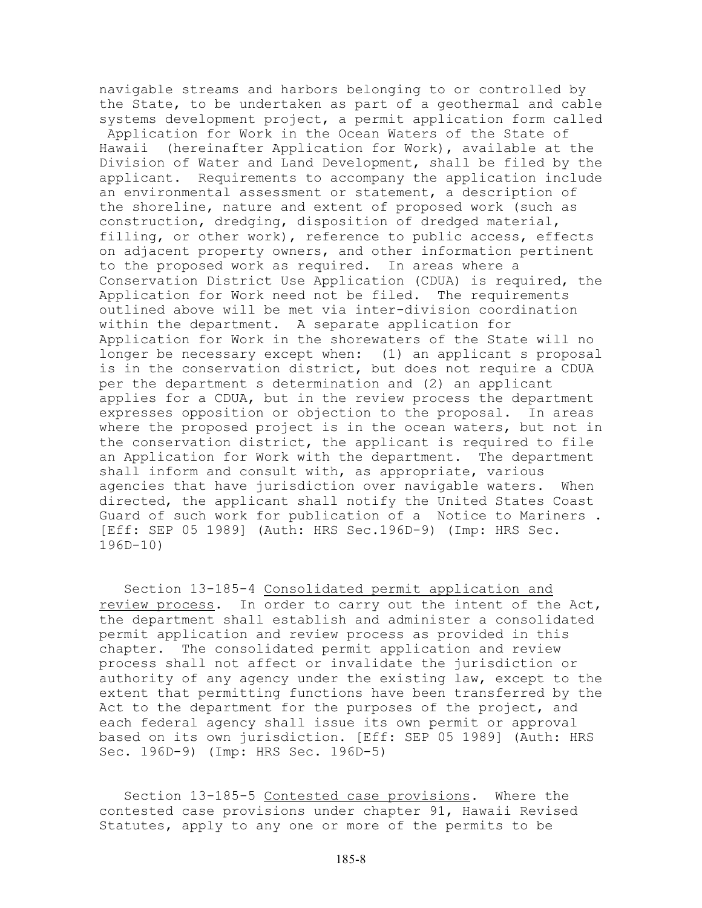navigable streams and harbors belonging to or controlled by the State, to be undertaken as part of a geothermal and cable systems development project, a permit application form called Application for Work in the Ocean Waters of the State of Hawaii (hereinafter Application for Work), available at the Division of Water and Land Development, shall be filed by the applicant. Requirements to accompany the application include an environmental assessment or statement, a description of the shoreline, nature and extent of proposed work (such as construction, dredging, disposition of dredged material, filling, or other work), reference to public access, effects on adjacent property owners, and other information pertinent to the proposed work as required. In areas where a Conservation District Use Application (CDUA) is required, the Application for Work need not be filed. The requirements outlined above will be met via inter-division coordination within the department. A separate application for Application for Work in the shorewaters of the State will no longer be necessary except when: (1) an applicant s proposal is in the conservation district, but does not require a CDUA per the department s determination and (2) an applicant applies for a CDUA, but in the review process the department expresses opposition or objection to the proposal. In areas where the proposed project is in the ocean waters, but not in the conservation district, the applicant is required to file an Application for Work with the department. The department shall inform and consult with, as appropriate, various agencies that have jurisdiction over navigable waters. When directed, the applicant shall notify the United States Coast Guard of such work for publication of a Notice to Mariners . [Eff: SEP 05 1989] (Auth: HRS Sec.196D-9) (Imp: HRS Sec. 196D-10)

Section 13-185-4 <u>Consolidated permit application and review process</u>. In order to carry out the intent of the Act, the department shall establish and administer a consolidated permit application and review process as provided in this chapter. The consolidated permit application and review process shall not affect or invalidate the jurisdiction or authority of any agency under the existing law, except to the extent that permitting functions have been transferred by the Act to the department for the purposes of the project, and each federal agency shall issue its own permit or approval based on its own jurisdiction. [Eff: SEP 05 1989] (Auth: HRS Sec. 196D-9) (Imp: HRS Sec. 196D-5)

Section 13-185-5 <u>Contested case provisions</u>. Where the contested case provisions under chapter 91, Hawaii Revised Statutes, apply to any one or more of the permits to be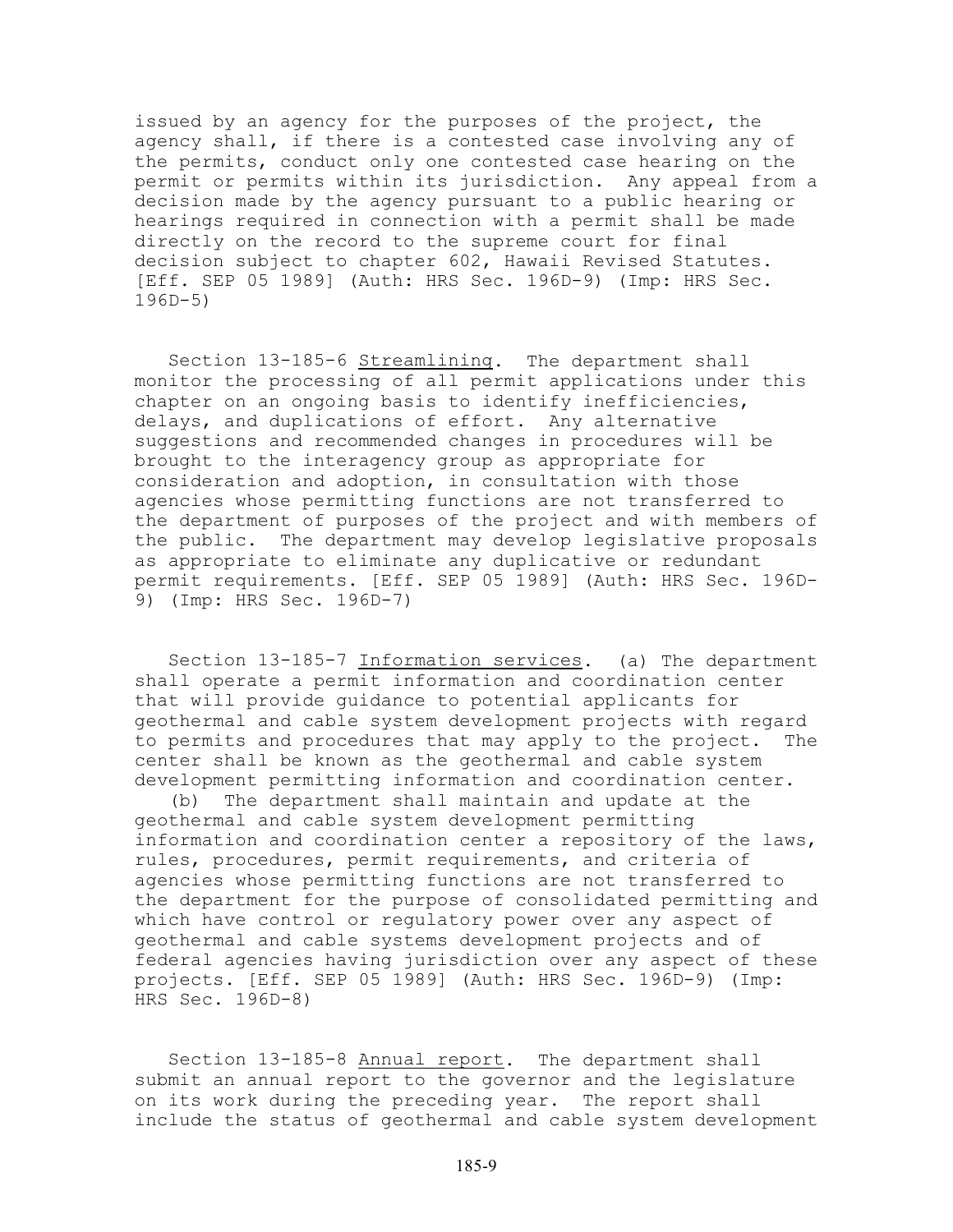issued by an agency for the purposes of the project, the agency shall, if there is a contested case involving any of the permits, conduct only one contested case hearing on the permit or permits within its jurisdiction. Any appeal from a decision made by the agency pursuant to a public hearing or hearings required in connection with a permit shall be made directly on the record to the supreme court for final decision subject to chapter 602, Hawaii Revised Statutes. [Eff. SEP 05 1989] (Auth: HRS Sec. 196D-9) (Imp: HRS Sec. 196D-5)

Section 13-185-6 Streamlining. The department shall monitor the processing of all permit applications under this chapter on an ongoing basis to identify inefficiencies, delays, and duplications of effort. Any alternative suggestions and recommended changes in procedures will be brought to the interagency group as appropriate for consideration and adoption, in consultation with those agencies whose permitting functions are not transferred to the department of purposes of the project and with members of the public. The department may develop legislative proposals as appropriate to eliminate any duplicative or redundant permit requirements. [Eff. SEP 05 1989] (Auth: HRS Sec. 196D-9) (Imp: HRS Sec. 196D-7)

Section 13-185-7 Information services. (a) The department shall operate a permit information and coordination center that will provide guidance to potential applicants for geothermal and cable system development projects with regard to permits and procedures that may apply to the project. The center shall be known as the geothermal and cable system development permitting information and coordination center.

(b) The department shall maintain and update at the geothermal and cable system development permitting information and coordination center a repository of the laws, rules, procedures, permit requirements, and criteria of agencies whose permitting functions are not transferred to the department for the purpose of consolidated permitting and which have control or regulatory power over any aspect of geothermal and cable systems development projects and of federal agencies having jurisdiction over any aspect of these projects. [Eff. SEP 05 1989] (Auth: HRS Sec. 196D-9) (Imp: HRS Sec. 196D-8)

Section 13-185-8 Annual report. The department shall submit an annual report to the governor and the legislature on its work during the preceding year. The report shall include the status of geothermal and cable system development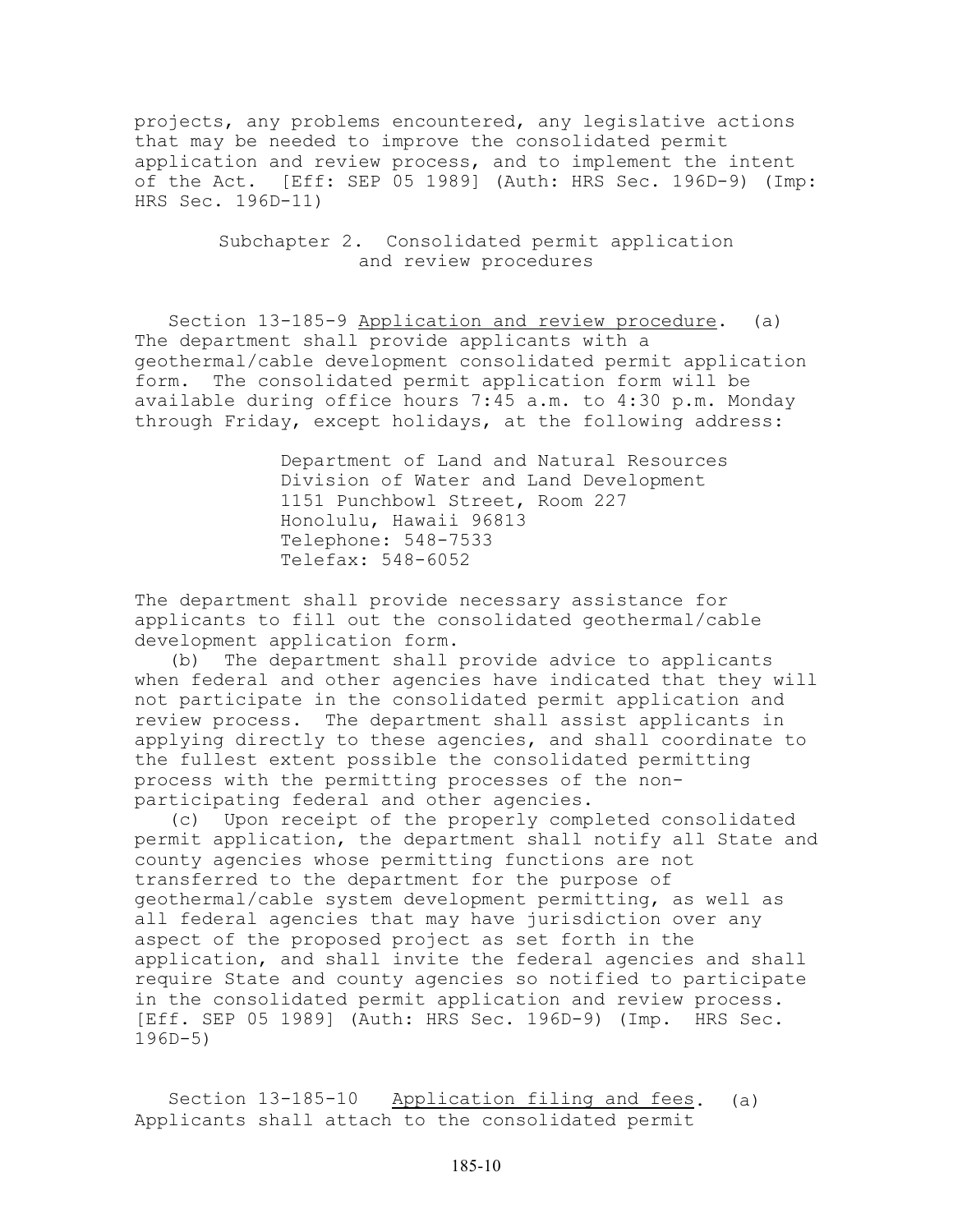projects, any problems encountered, any legislative actions that may be needed to improve the consolidated permit application and review process, and to implement the intent of the Act. [Eff: SEP 05 1989] (Auth: HRS Sec. 196D-9) (Imp: HRS Sec. 196D-11)

## Subchapter 2. Consolidated permit application and review procedures

Section 13-185-9 Application and review procedure. (a) The department shall provide applicants with a geothermal/cable development consolidated permit application form. The consolidated permit application form will be available during office hours 7:45 a.m. to 4:30 p.m. Monday through Friday, except holidays, at the following address:

> Department of Land and Natural Resources
> Division of Water and Land Development
> 1151 Punchbowl Street, Room 227
> Honolulu, Hawaii 96813
> Telephone: 548-7533
> Telefax: 548-6052

The department shall provide necessary assistance for applicants to fill out the consolidated geothermal/cable development application form.

(b) The department shall provide advice to applicants when federal and other agencies have indicated that they will not participate in the consolidated permit application and review process. The department shall assist applicants in applying directly to these agencies, and shall coordinate to the fullest extent possible the consolidated permitting process with the permitting processes of the non-participating federal and other agencies.

(c) Upon receipt of the properly completed consolidated permit application, the department shall notify all State and county agencies whose permitting functions are not transferred to the department for the purpose of geothermal/cable system development permitting, as well as all federal agencies that may have jurisdiction over any aspect of the proposed project as set forth in the application, and shall invite the federal agencies and shall require State and county agencies so notified to participate in the consolidated permit application and review process. [Eff. SEP 05 1989] (Auth: HRS Sec. 196D-9) (Imp. HRS Sec. 196D-5)

Section 13-185-10 Application filing and fees. (a) Applicants shall attach to the consolidated permit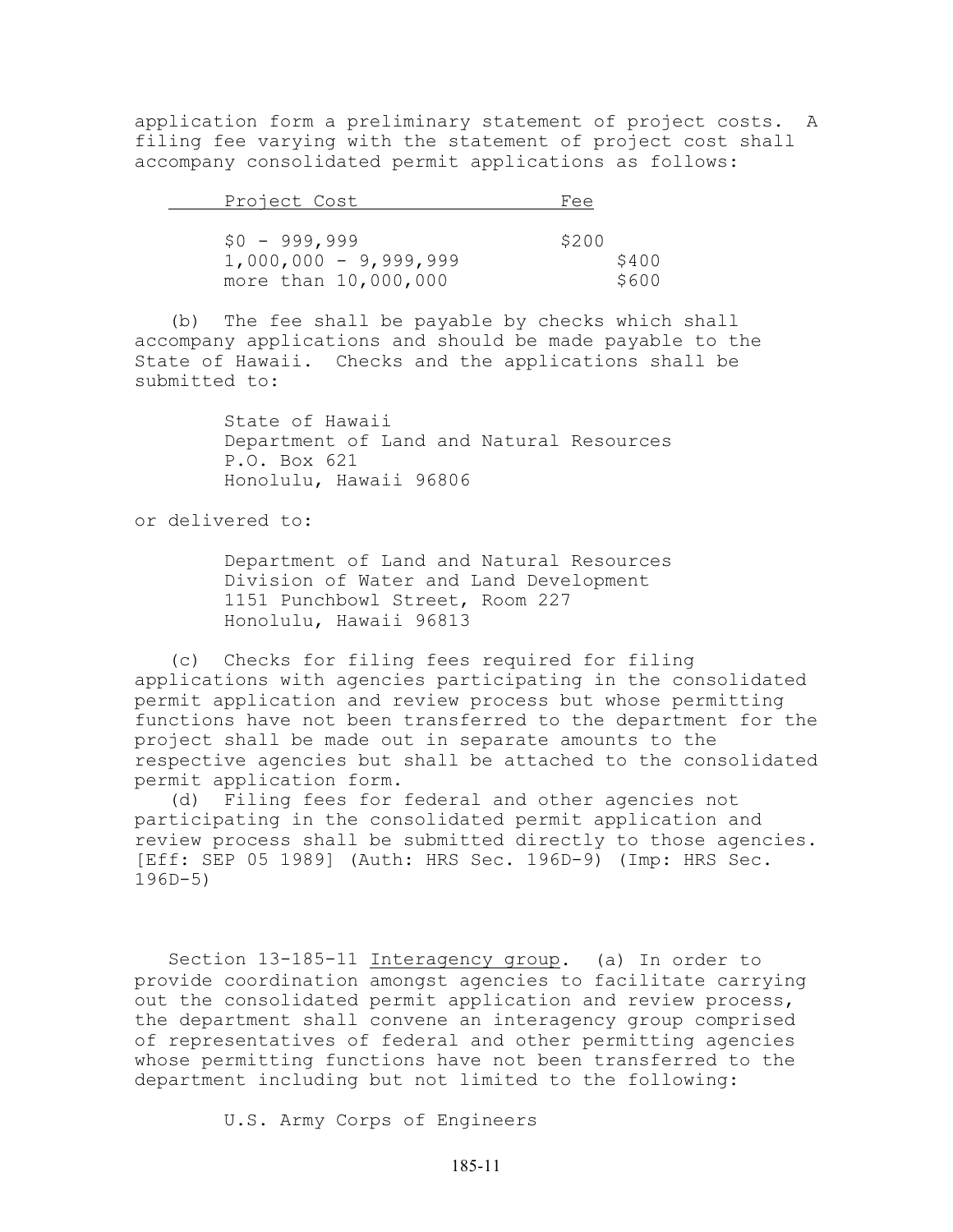application form a preliminary statement of project costs. A filing fee varying with the statement of project cost shall accompany consolidated permit applications as follows:

| Project Cost | Fee |
| --- | --- |
| $0 - 999,999 | $200 |
| 1,000,000 - 9,999,999 | $400 |
| more than 10,000,000 | $600 |

(b) The fee shall be payable by checks which shall accompany applications and should be made payable to the State of Hawaii. Checks and the applications shall be submitted to:

State of Hawaii
Department of Land and Natural Resources
P.O. Box 621
Honolulu, Hawaii 96806

or delivered to:

Department of Land and Natural Resources
Division of Water and Land Development
1151 Punchbowl Street, Room 227
Honolulu, Hawaii 96813

(c) Checks for filing fees required for filing applications with agencies participating in the consolidated permit application and review process but whose permitting functions have not been transferred to the department for the project shall be made out in separate amounts to the respective agencies but shall be attached to the consolidated permit application form.

(d) Filing fees for federal and other agencies not participating in the consolidated permit application and review process shall be submitted directly to those agencies. [Eff: SEP 05 1989] (Auth: HRS Sec. 196D-9) (Imp: HRS Sec. 196D-5)

Section 13-185-11 Interagency group. (a) In order to provide coordination amongst agencies to facilitate carrying out the consolidated permit application and review process, the department shall convene an interagency group comprised of representatives of federal and other permitting agencies whose permitting functions have not been transferred to the department including but not limited to the following:

U.S. Army Corps of Engineers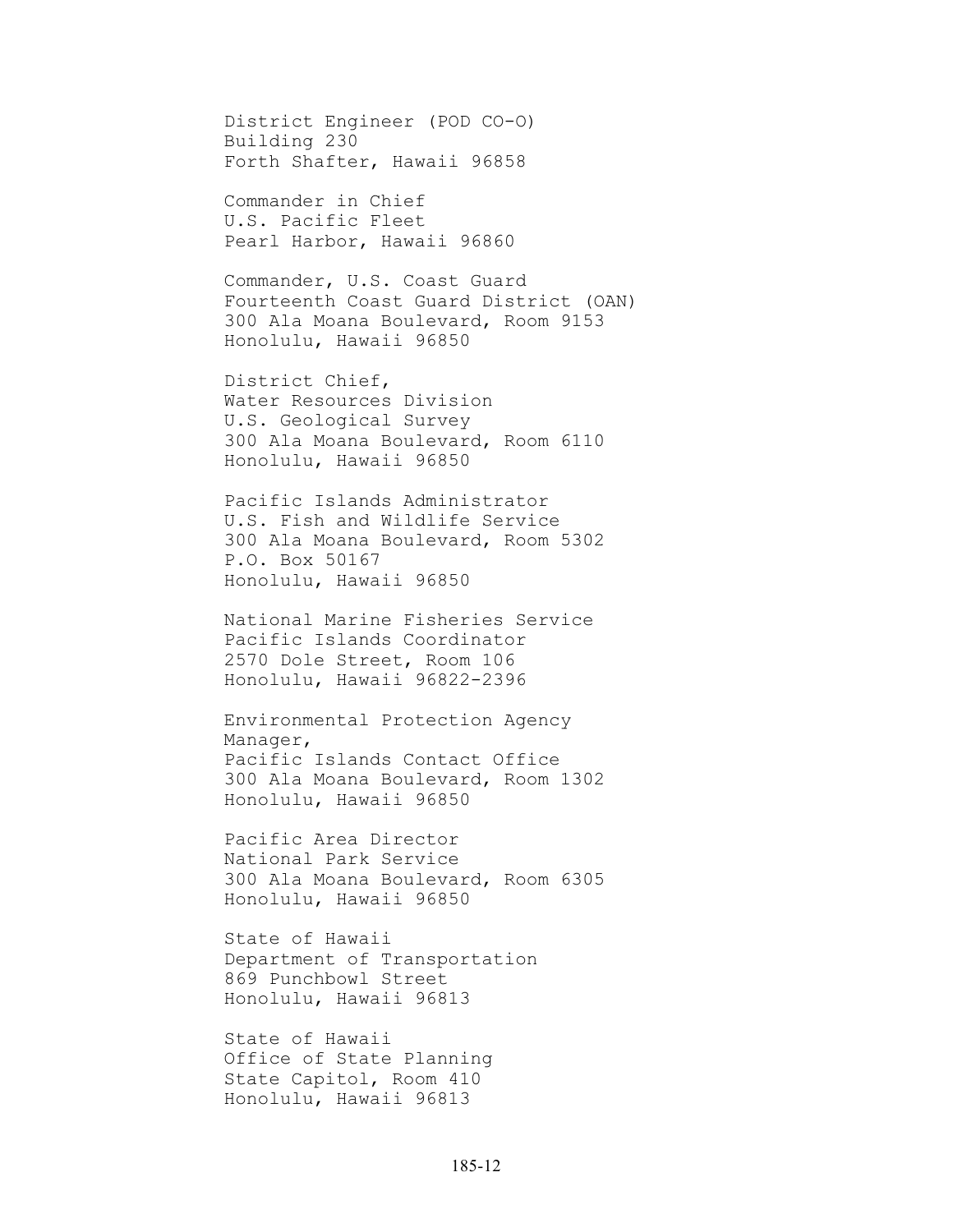District Engineer (POD CO-O)
Building 230
Forth Shafter, Hawaii 96858

Commander in Chief
U.S. Pacific Fleet
Pearl Harbor, Hawaii 96860

Commander, U.S. Coast Guard
Fourteenth Coast Guard District (OAN)
300 Ala Moana Boulevard, Room 9153
Honolulu, Hawaii 96850

District Chief,
Water Resources Division
U.S. Geological Survey
300 Ala Moana Boulevard, Room 6110
Honolulu, Hawaii 96850

Pacific Islands Administrator
U.S. Fish and Wildlife Service
300 Ala Moana Boulevard, Room 5302
P.O. Box 50167
Honolulu, Hawaii 96850

National Marine Fisheries Service
Pacific Islands Coordinator
2570 Dole Street, Room 106
Honolulu, Hawaii 96822-2396

Environmental Protection Agency
Manager,
Pacific Islands Contact Office
300 Ala Moana Boulevard, Room 1302
Honolulu, Hawaii 96850

Pacific Area Director
National Park Service
300 Ala Moana Boulevard, Room 6305
Honolulu, Hawaii 96850

State of Hawaii
Department of Transportation
869 Punchbowl Street
Honolulu, Hawaii 96813

State of Hawaii
Office of State Planning
State Capitol, Room 410
Honolulu, Hawaii 96813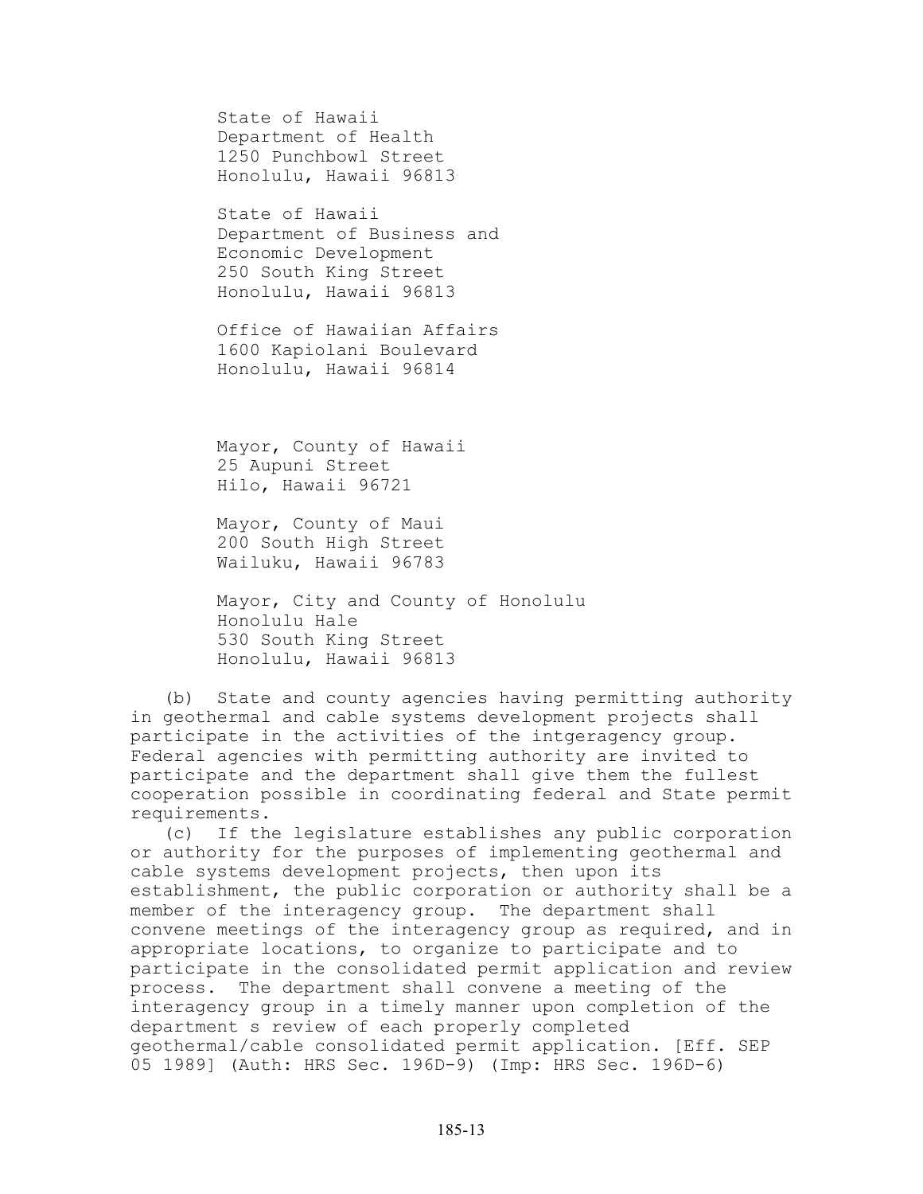State of Hawaii
Department of Health
1250 Punchbowl Street
Honolulu, Hawaii 96813

State of Hawaii
Department of Business and
Economic Development
250 South King Street
Honolulu, Hawaii 96813

Office of Hawaiian Affairs
1600 Kapiolani Boulevard
Honolulu, Hawaii 96814

Mayor, County of Hawaii
25 Aupuni Street
Hilo, Hawaii 96721

Mayor, County of Maui
200 South High Street
Wailuku, Hawaii 96783

Mayor, City and County of Honolulu
Honolulu Hale
530 South King Street
Honolulu, Hawaii 96813

(b) State and county agencies having permitting authority in geothermal and cable systems development projects shall participate in the activities of the intgeragency group. Federal agencies with permitting authority are invited to participate and the department shall give them the fullest cooperation possible in coordinating federal and State permit requirements.

(c) If the legislature establishes any public corporation or authority for the purposes of implementing geothermal and cable systems development projects, then upon its establishment, the public corporation or authority shall be a member of the interagency group. The department shall convene meetings of the interagency group as required, and in appropriate locations, to organize to participate and to participate in the consolidated permit application and review process. The department shall convene a meeting of the interagency group in a timely manner upon completion of the department s review of each properly completed geothermal/cable consolidated permit application. [Eff. SEP 05 1989] (Auth: HRS Sec. 196D-9) (Imp: HRS Sec. 196D-6)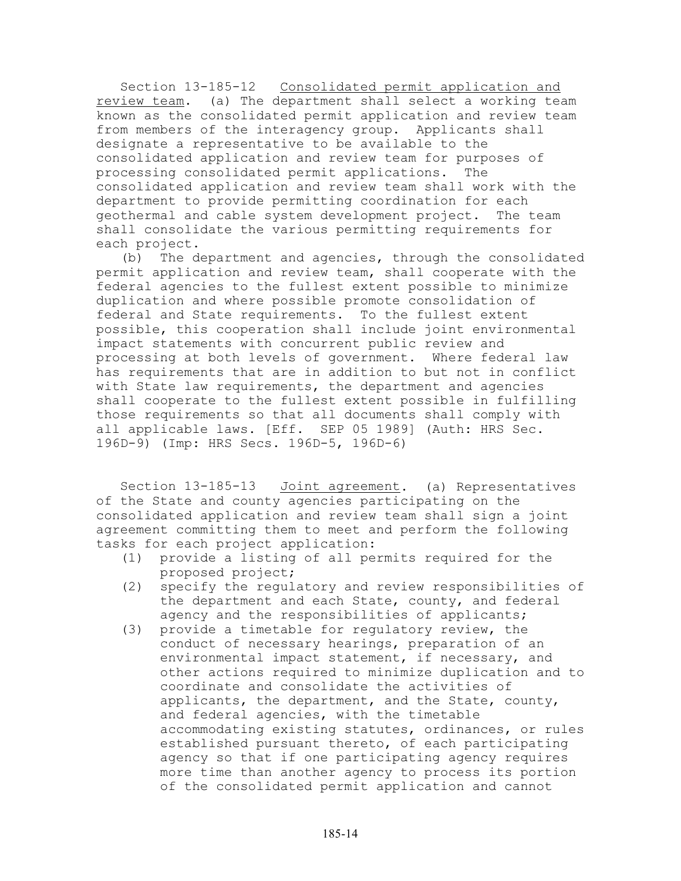Section 13-185-12 <u>Consolidated permit application and review team</u>. (a) The department shall select a working team known as the consolidated permit application and review team from members of the interagency group. Applicants shall designate a representative to be available to the consolidated application and review team for purposes of processing consolidated permit applications. The consolidated application and review team shall work with the department to provide permitting coordination for each geothermal and cable system development project. The team shall consolidate the various permitting requirements for each project.

(b) The department and agencies, through the consolidated permit application and review team, shall cooperate with the federal agencies to the fullest extent possible to minimize duplication and where possible promote consolidation of federal and State requirements. To the fullest extent possible, this cooperation shall include joint environmental impact statements with concurrent public review and processing at both levels of government. Where federal law has requirements that are in addition to but not in conflict with State law requirements, the department and agencies shall cooperate to the fullest extent possible in fulfilling those requirements so that all documents shall comply with all applicable laws. [Eff. SEP 05 1989] (Auth: HRS Sec. 196D-9) (Imp: HRS Secs. 196D-5, 196D-6)

Section 13-185-13 <u>Joint agreement</u>. (a) Representatives of the State and county agencies participating on the consolidated application and review team shall sign a joint agreement committing them to meet and perform the following tasks for each project application:

(1) provide a listing of all permits required for the proposed project;

(2) specify the regulatory and review responsibilities of the department and each State, county, and federal agency and the responsibilities of applicants;

(3) provide a timetable for regulatory review, the conduct of necessary hearings, preparation of an environmental impact statement, if necessary, and other actions required to minimize duplication and to coordinate and consolidate the activities of applicants, the department, and the State, county, and federal agencies, with the timetable accommodating existing statutes, ordinances, or rules established pursuant thereto, of each participating agency so that if one participating agency requires more time than another agency to process its portion of the consolidated permit application and cannot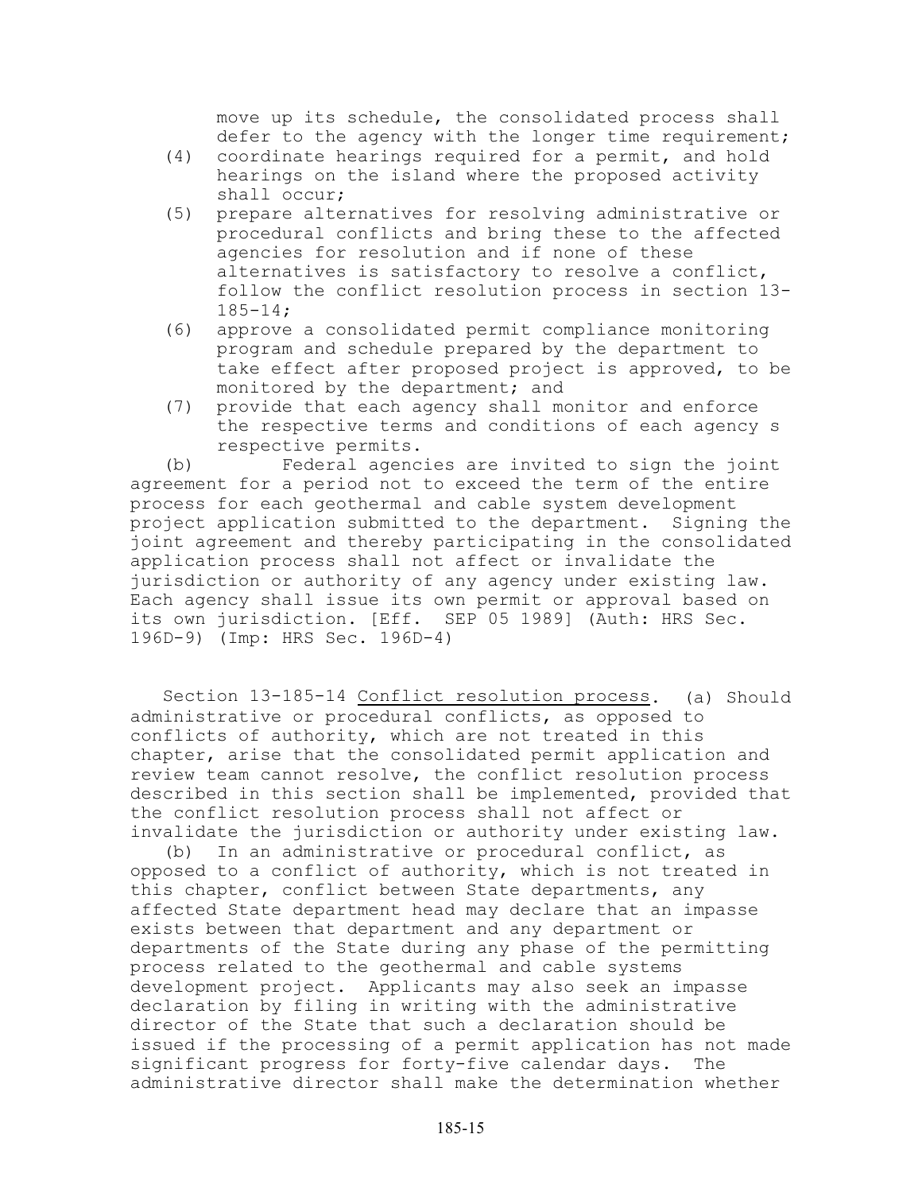move up its schedule, the consolidated process shall defer to the agency with the longer time requirement;

(4) coordinate hearings required for a permit, and hold hearings on the island where the proposed activity shall occur;

(5) prepare alternatives for resolving administrative or procedural conflicts and bring these to the affected agencies for resolution and if none of these alternatives is satisfactory to resolve a conflict, follow the conflict resolution process in section 13-185-14;

(6) approve a consolidated permit compliance monitoring program and schedule prepared by the department to take effect after proposed project is approved, to be monitored by the department; and

(7) provide that each agency shall monitor and enforce the respective terms and conditions of each agency s respective permits.

(b) Federal agencies are invited to sign the joint agreement for a period not to exceed the term of the entire process for each geothermal and cable system development project application submitted to the department. Signing the joint agreement and thereby participating in the consolidated application process shall not affect or invalidate the jurisdiction or authority of any agency under existing law. Each agency shall issue its own permit or approval based on its own jurisdiction. [Eff. SEP 05 1989] (Auth: HRS Sec. 196D-9) (Imp: HRS Sec. 196D-4)

Section 13-185-14 Conflict resolution process. (a) Should administrative or procedural conflicts, as opposed to conflicts of authority, which are not treated in this chapter, arise that the consolidated permit application and review team cannot resolve, the conflict resolution process described in this section shall be implemented, provided that the conflict resolution process shall not affect or invalidate the jurisdiction or authority under existing law.

(b) In an administrative or procedural conflict, as opposed to a conflict of authority, which is not treated in this chapter, conflict between State departments, any affected State department head may declare that an impasse exists between that department and any department or departments of the State during any phase of the permitting process related to the geothermal and cable systems development project. Applicants may also seek an impasse declaration by filing in writing with the administrative director of the State that such a declaration should be issued if the processing of a permit application has not made significant progress for forty-five calendar days. The administrative director shall make the determination whether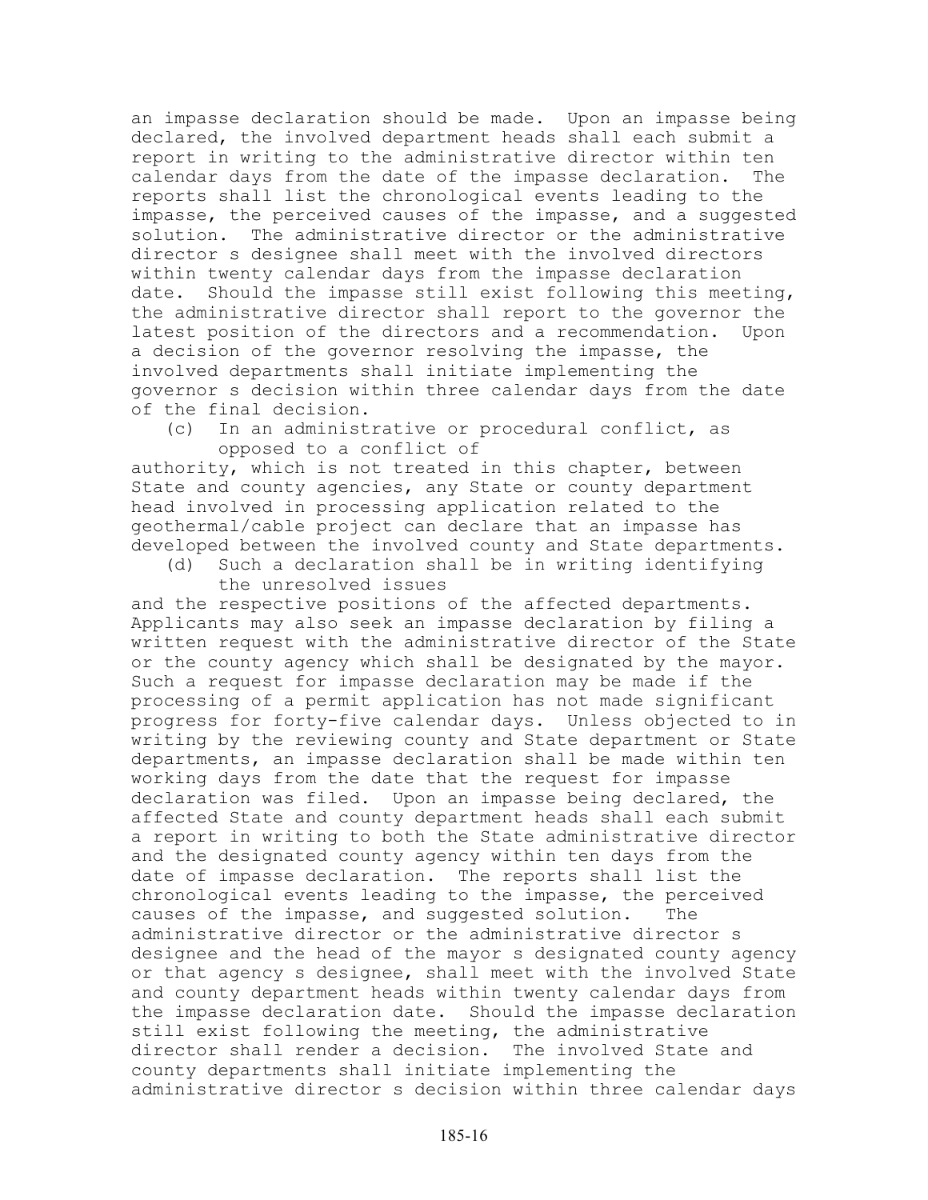an impasse declaration should be made. Upon an impasse being declared, the involved department heads shall each submit a report in writing to the administrative director within ten calendar days from the date of the impasse declaration. The reports shall list the chronological events leading to the impasse, the perceived causes of the impasse, and a suggested solution. The administrative director or the administrative director s designee shall meet with the involved directors within twenty calendar days from the impasse declaration date. Should the impasse still exist following this meeting, the administrative director shall report to the governor the latest position of the directors and a recommendation. Upon a decision of the governor resolving the impasse, the involved departments shall initiate implementing the governor s decision within three calendar days from the date of the final decision.

(c) In an administrative or procedural conflict, as opposed to a conflict of authority, which is not treated in this chapter, between State and county agencies, any State or county department head involved in processing application related to the geothermal/cable project can declare that an impasse has developed between the involved county and State departments.

(d) Such a declaration shall be in writing identifying the unresolved issues and the respective positions of the affected departments. Applicants may also seek an impasse declaration by filing a written request with the administrative director of the State or the county agency which shall be designated by the mayor. Such a request for impasse declaration may be made if the processing of a permit application has not made significant progress for forty-five calendar days. Unless objected to in writing by the reviewing county and State department or State departments, an impasse declaration shall be made within ten working days from the date that the request for impasse declaration was filed. Upon an impasse being declared, the affected State and county department heads shall each submit a report in writing to both the State administrative director and the designated county agency within ten days from the date of impasse declaration. The reports shall list the chronological events leading to the impasse, the perceived causes of the impasse, and suggested solution. The administrative director or the administrative director s designee and the head of the mayor s designated county agency or that agency s designee, shall meet with the involved State and county department heads within twenty calendar days from the impasse declaration date. Should the impasse declaration still exist following the meeting, the administrative director shall render a decision. The involved State and county departments shall initiate implementing the administrative director s decision within three calendar days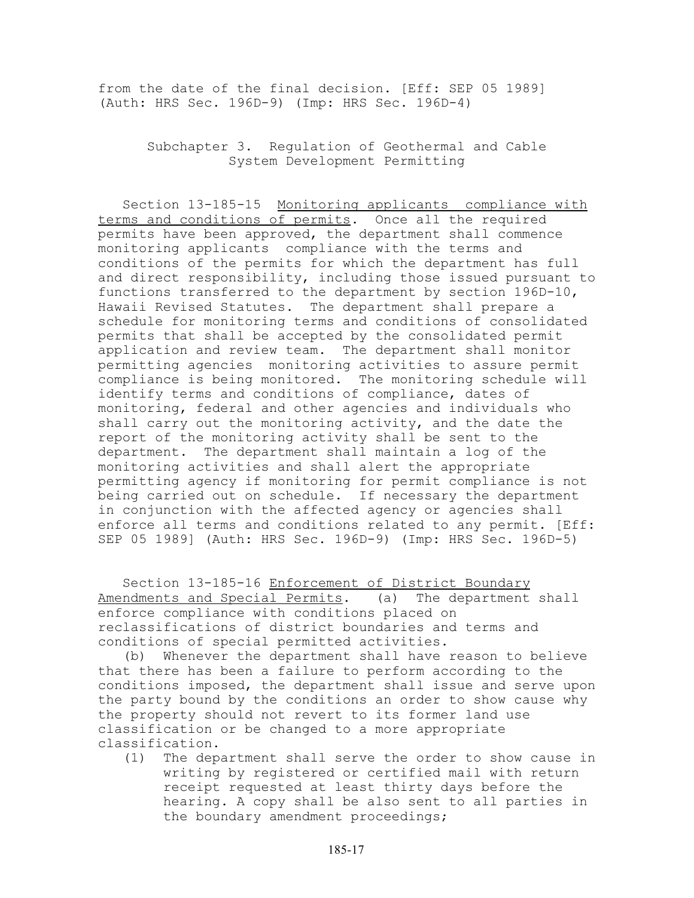from the date of the final decision. [Eff: SEP 05 1989] (Auth: HRS Sec. 196D-9) (Imp: HRS Sec. 196D-4)

## Subchapter 3. Regulation of Geothermal and Cable System Development Permitting

Section 13-185-15 Monitoring applicants compliance with terms and conditions of permits. Once all the required permits have been approved, the department shall commence monitoring applicants compliance with the terms and conditions of the permits for which the department has full and direct responsibility, including those issued pursuant to functions transferred to the department by section 196D-10, Hawaii Revised Statutes. The department shall prepare a schedule for monitoring terms and conditions of consolidated permits that shall be accepted by the consolidated permit application and review team. The department shall monitor permitting agencies monitoring activities to assure permit compliance is being monitored. The monitoring schedule will identify terms and conditions of compliance, dates of monitoring, federal and other agencies and individuals who shall carry out the monitoring activity, and the date the report of the monitoring activity shall be sent to the department. The department shall maintain a log of the monitoring activities and shall alert the appropriate permitting agency if monitoring for permit compliance is not being carried out on schedule. If necessary the department in conjunction with the affected agency or agencies shall enforce all terms and conditions related to any permit. [Eff: SEP 05 1989] (Auth: HRS Sec. 196D-9) (Imp: HRS Sec. 196D-5)

Section 13-185-16 Enforcement of District Boundary Amendments and Special Permits. (a) The department shall enforce compliance with conditions placed on reclassifications of district boundaries and terms and conditions of special permitted activities.

(b) Whenever the department shall have reason to believe that there has been a failure to perform according to the conditions imposed, the department shall issue and serve upon the party bound by the conditions an order to show cause why the property should not revert to its former land use classification or be changed to a more appropriate classification.

(1) The department shall serve the order to show cause in writing by registered or certified mail with return receipt requested at least thirty days before the hearing. A copy shall be also sent to all parties in the boundary amendment proceedings;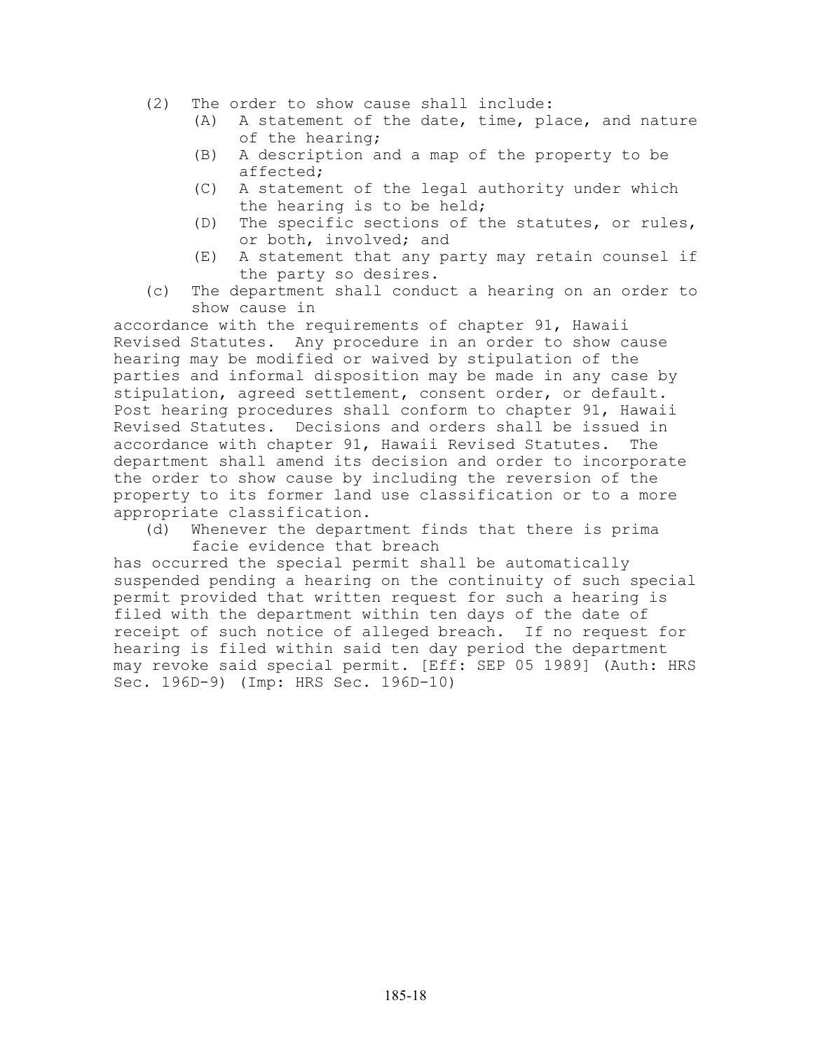(2) The order to show cause shall include:
   (A) A statement of the date, time, place, and nature of the hearing;
   (B) A description and a map of the property to be affected;
   (C) A statement of the legal authority under which the hearing is to be held;
   (D) The specific sections of the statutes, or rules, or both, involved; and
   (E) A statement that any party may retain counsel if the party so desires.

(c) The department shall conduct a hearing on an order to show cause in accordance with the requirements of chapter 91, Hawaii Revised Statutes. Any procedure in an order to show cause hearing may be modified or waived by stipulation of the parties and informal disposition may be made in any case by stipulation, agreed settlement, consent order, or default. Post hearing procedures shall conform to chapter 91, Hawaii Revised Statutes. Decisions and orders shall be issued in accordance with chapter 91, Hawaii Revised Statutes. The department shall amend its decision and order to incorporate the order to show cause by including the reversion of the property to its former land use classification or to a more appropriate classification.

(d) Whenever the department finds that there is prima facie evidence that breach has occurred the special permit shall be automatically suspended pending a hearing on the continuity of such special permit provided that written request for such a hearing is filed with the department within ten days of the date of receipt of such notice of alleged breach. If no request for hearing is filed within said ten day period the department may revoke said special permit. [Eff: SEP 05 1989] (Auth: HRS Sec. 196D-9) (Imp: HRS Sec. 196D-10)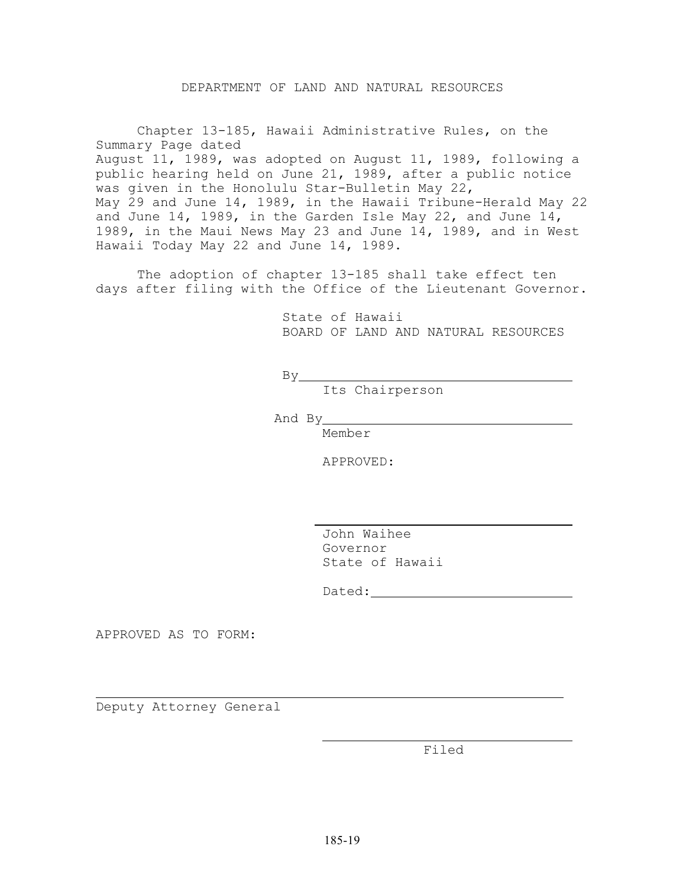DEPARTMENT OF LAND AND NATURAL RESOURCES

Chapter 13-185, Hawaii Administrative Rules, on the Summary Page dated August 11, 1989, was adopted on August 11, 1989, following a public hearing held on June 21, 1989, after a public notice was given in the Honolulu Star-Bulletin May 22, May 29 and June 14, 1989, in the Hawaii Tribune-Herald May 22 and June 14, 1989, in the Garden Isle May 22, and June 14, 1989, in the Maui News May 23 and June 14, 1989, and in West Hawaii Today May 22 and June 14, 1989.

The adoption of chapter 13-185 shall take effect ten days after filing with the Office of the Lieutenant Governor.

State of Hawaii
BOARD OF LAND AND NATURAL RESOURCES

By\_\_\_\_\_\_\_\_\_\_\_\_\_\_\_\_\_\_\_\_\_\_\_\_\_\_\_\_\_\_
Its Chairperson

And By\_\_\_\_\_\_\_\_\_\_\_\_\_\_\_\_\_\_\_\_\_\_\_\_\_\_\_\_
Member

APPROVED:

\_\_\_\_\_\_\_\_\_\_\_\_\_\_\_\_\_\_\_\_\_\_\_\_\_\_\_\_\_\_
John Waihee
Governor
State of Hawaii

Dated:\_\_\_\_\_\_\_\_\_\_\_\_\_\_\_\_\_\_\_\_\_\_\_\_

APPROVED AS TO FORM:

\_\_\_\_\_\_\_\_\_\_\_\_\_\_\_\_\_\_\_\_\_\_\_\_\_\_\_\_\_\_\_\_\_\_\_\_\_\_\_\_
Deputy Attorney General

\_\_\_\_\_\_\_\_\_\_\_\_\_\_\_\_\_\_\_\_\_\_\_\_\_\_\_\_\_\_
Filed